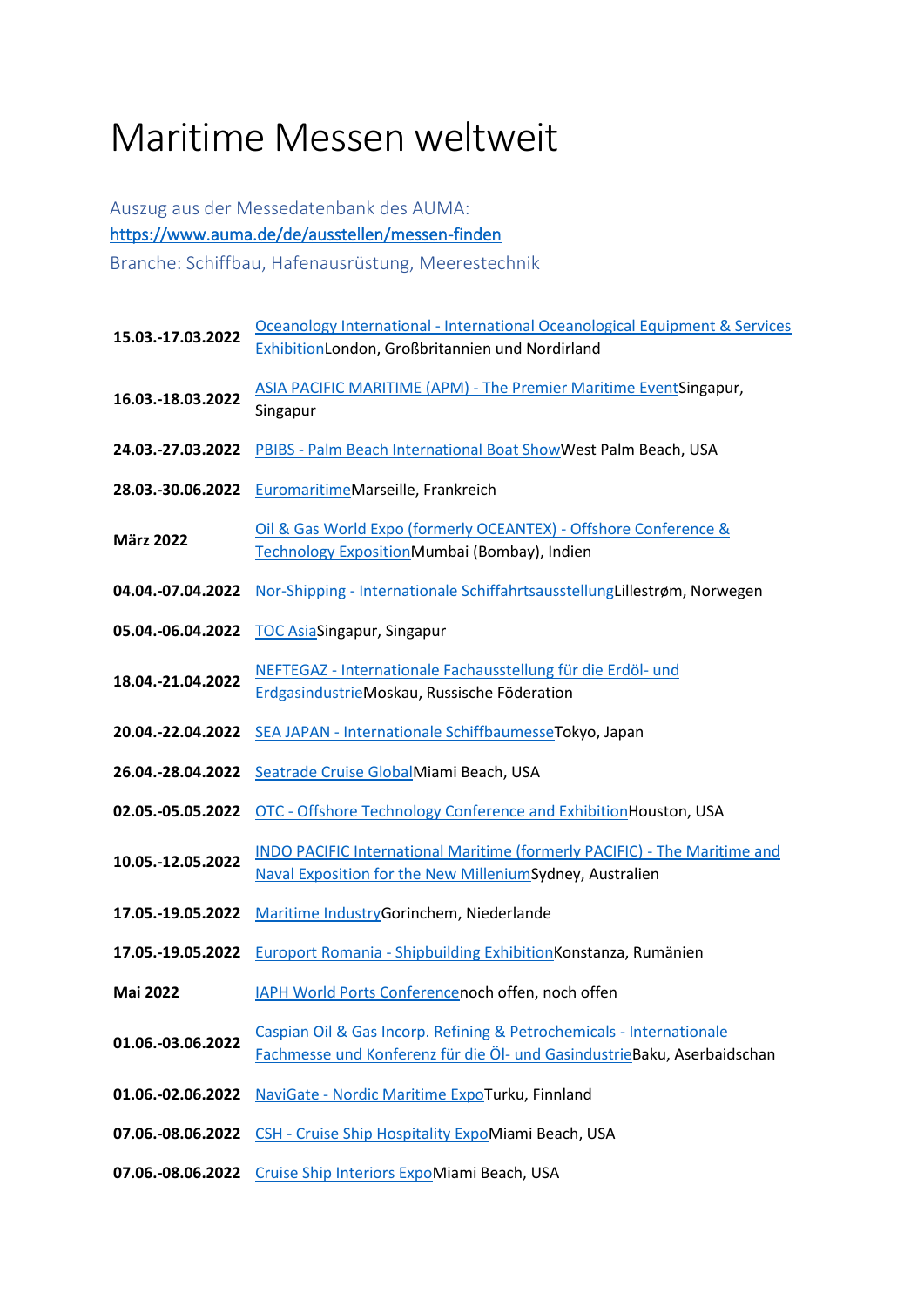# Maritime Messen weltweit

Auszug aus der Messedatenbank des AUMA:
https://www.auma.de/de/ausstellen/messen-finden
Branche: Schiffbau, Hafenausrüstung, Meerestechnik

| | |
|---|---|
| **15.03.-17.03.2022** | Oceanology International - International Oceanological Equipment & Services ExhibitionLondon, Großbritannien und Nordirland |
| **16.03.-18.03.2022** | ASIA PACIFIC MARITIME (APM) - The Premier Maritime EventSingapur, Singapur |
| **24.03.-27.03.2022** | PBIBS - Palm Beach International Boat ShowWest Palm Beach, USA |
| **28.03.-30.06.2022** | EuromaritimeMarseille, Frankreich |
| **März 2022** | Oil & Gas World Expo (formerly OCEANTEX) - Offshore Conference & Technology ExpositionMumbai (Bombay), Indien |
| **04.04.-07.04.2022** | Nor-Shipping - Internationale SchiffahrtsausstellungLillestrøm, Norwegen |
| **05.04.-06.04.2022** | TOC AsiaSingapur, Singapur |
| **18.04.-21.04.2022** | NEFTEGAZ - Internationale Fachausstellung für die Erdöl- und ErdgasindustrieMoskau, Russische Föderation |
| **20.04.-22.04.2022** | SEA JAPAN - Internationale SchiffbaumesseTokyo, Japan |
| **26.04.-28.04.2022** | Seatrade Cruise GlobalMiami Beach, USA |
| **02.05.-05.05.2022** | OTC - Offshore Technology Conference and ExhibitionHouston, USA |
| **10.05.-12.05.2022** | INDO PACIFIC International Maritime (formerly PACIFIC) - The Maritime and Naval Exposition for the New MilleniumSydney, Australien |
| **17.05.-19.05.2022** | Maritime IndustryGorinchem, Niederlande |
| **17.05.-19.05.2022** | Europort Romania - Shipbuilding ExhibitionKonstanza, Rumänien |
| **Mai 2022** | IAPH World Ports Conferencenoch offen, noch offen |
| **01.06.-03.06.2022** | Caspian Oil & Gas Incorp. Refining & Petrochemicals - Internationale Fachmesse und Konferenz für die Öl- und GasindustrieBaku, Aserbaidschan |
| **01.06.-02.06.2022** | NaviGate - Nordic Maritime ExpoTurku, Finnland |
| **07.06.-08.06.2022** | CSH - Cruise Ship Hospitality ExpoMiami Beach, USA |
| **07.06.-08.06.2022** | Cruise Ship Interiors ExpoMiami Beach, USA |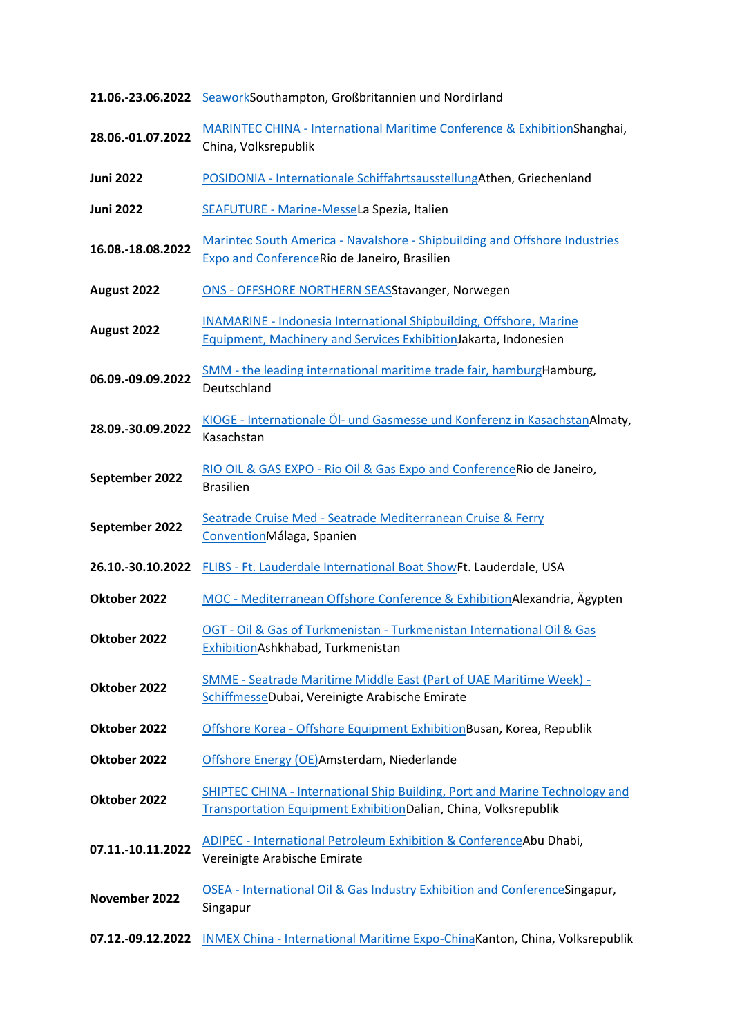| | |
|---|---|
| **21.06.-23.06.2022** | Seawork Southampton, Großbritannien und Nordirland |
| **28.06.-01.07.2022** | MARINTEC CHINA - International Maritime Conference & Exhibition Shanghai, China, Volksrepublik |
| **Juni 2022** | POSIDONIA - Internationale Schiffahrtsausstellung Athen, Griechenland |
| **Juni 2022** | SEAFUTURE - Marine-Messe La Spezia, Italien |
| **16.08.-18.08.2022** | Marintec South America - Navalshore - Shipbuilding and Offshore Industries Expo and Conference Rio de Janeiro, Brasilien |
| **August 2022** | ONS - OFFSHORE NORTHERN SEAS Stavanger, Norwegen |
| **August 2022** | INAMARINE - Indonesia International Shipbuilding, Offshore, Marine Equipment, Machinery and Services Exhibition Jakarta, Indonesien |
| **06.09.-09.09.2022** | SMM - the leading international maritime trade fair, hamburg Hamburg, Deutschland |
| **28.09.-30.09.2022** | KIOGE - Internationale Öl- und Gasmesse und Konferenz in Kasachstan Almaty, Kasachstan |
| **September 2022** | RIO OIL & GAS EXPO - Rio Oil & Gas Expo and Conference Rio de Janeiro, Brasilien |
| **September 2022** | Seatrade Cruise Med - Seatrade Mediterranean Cruise & Ferry Convention Málaga, Spanien |
| **26.10.-30.10.2022** | FLIBS - Ft. Lauderdale International Boat Show Ft. Lauderdale, USA |
| **Oktober 2022** | MOC - Mediterranean Offshore Conference & Exhibition Alexandria, Ägypten |
| **Oktober 2022** | OGT - Oil & Gas of Turkmenistan - Turkmenistan International Oil & Gas Exhibition Ashkhabad, Turkmenistan |
| **Oktober 2022** | SMME - Seatrade Maritime Middle East (Part of UAE Maritime Week) - Schiffmesse Dubai, Vereinigte Arabische Emirate |
| **Oktober 2022** | Offshore Korea - Offshore Equipment Exhibition Busan, Korea, Republik |
| **Oktober 2022** | Offshore Energy (OE) Amsterdam, Niederlande |
| **Oktober 2022** | SHIPTEC CHINA - International Ship Building, Port and Marine Technology and Transportation Equipment Exhibition Dalian, China, Volksrepublik |
| **07.11.-10.11.2022** | ADIPEC - International Petroleum Exhibition & Conference Abu Dhabi, Vereinigte Arabische Emirate |
| **November 2022** | OSEA - International Oil & Gas Industry Exhibition and Conference Singapur, Singapur |
| **07.12.-09.12.2022** | INMEX China - International Maritime Expo-China Kanton, China, Volksrepublik |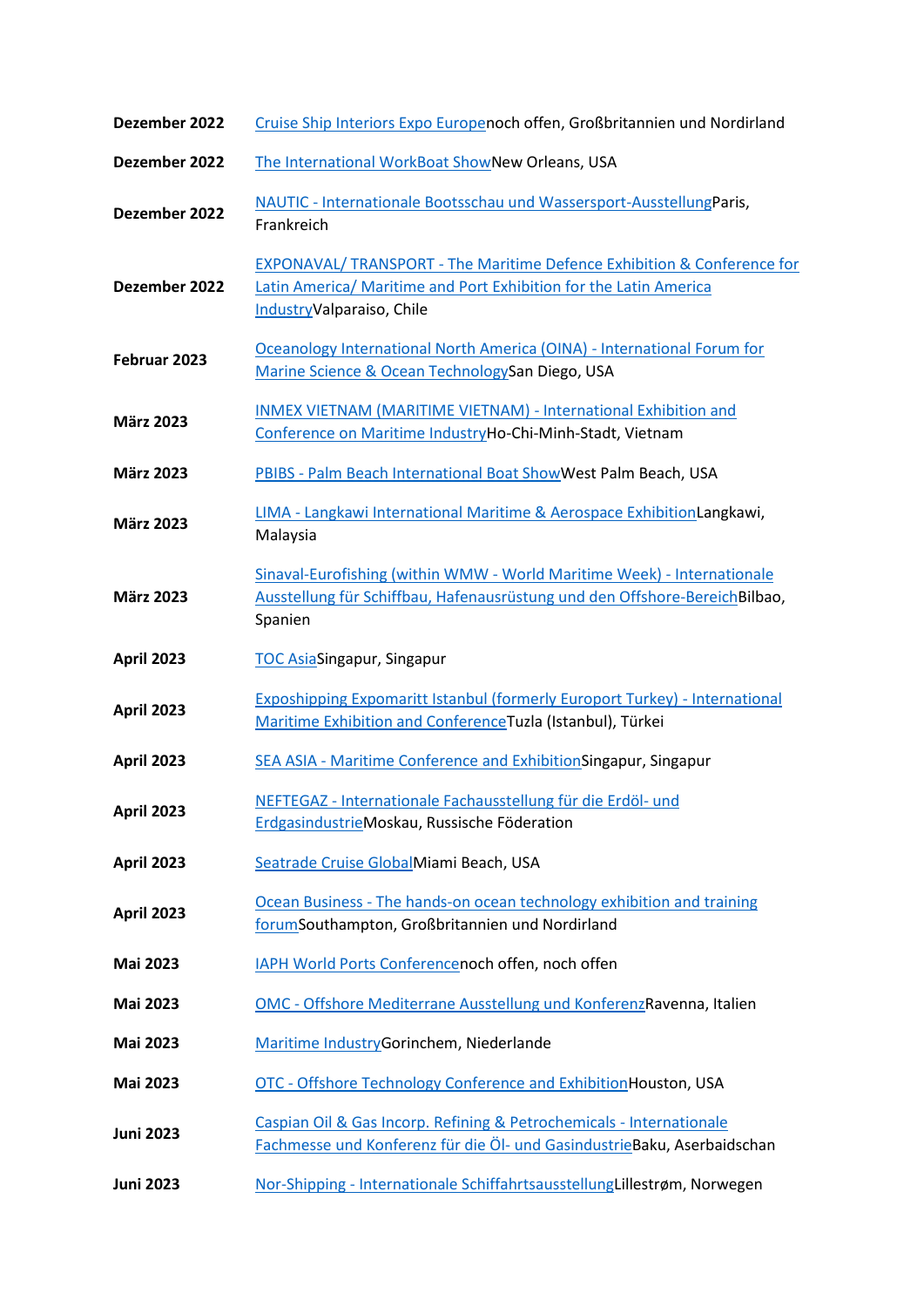| | |
|---|---|
| **Dezember 2022** | Cruise Ship Interiors Expo Europenoch offen, Großbritannien und Nordirland |
| **Dezember 2022** | The International WorkBoat ShowNew Orleans, USA |
| **Dezember 2022** | NAUTIC - Internationale Bootsschau und Wassersport-AusstellungParis, Frankreich |
| **Dezember 2022** | EXPONAVAL/ TRANSPORT - The Maritime Defence Exhibition & Conference for Latin America/ Maritime and Port Exhibition for the Latin America IndustryValparaiso, Chile |
| **Februar 2023** | Oceanology International North America (OINA) - International Forum for Marine Science & Ocean TechnologySan Diego, USA |
| **März 2023** | INMEX VIETNAM (MARITIME VIETNAM) - International Exhibition and Conference on Maritime IndustryHo-Chi-Minh-Stadt, Vietnam |
| **März 2023** | PBIBS - Palm Beach International Boat ShowWest Palm Beach, USA |
| **März 2023** | LIMA - Langkawi International Maritime & Aerospace ExhibitionLangkawi, Malaysia |
| **März 2023** | Sinaval-Eurofishing (within WMW - World Maritime Week) - Internationale Ausstellung für Schiffbau, Hafenausrüstung und den Offshore-BereichBilbao, Spanien |
| **April 2023** | TOC AsiaSingapur, Singapur |
| **April 2023** | Exposhipping Expomaritt Istanbul (formerly Europort Turkey) - International Maritime Exhibition and ConferenceTuzla (Istanbul), Türkei |
| **April 2023** | SEA ASIA - Maritime Conference and ExhibitionSingapur, Singapur |
| **April 2023** | NEFTEGAZ - Internationale Fachausstellung für die Erdöl- und ErdgasindustrieMoskau, Russische Föderation |
| **April 2023** | Seatrade Cruise GlobalMiami Beach, USA |
| **April 2023** | Ocean Business - The hands-on ocean technology exhibition and training forumSouthampton, Großbritannien und Nordirland |
| **Mai 2023** | IAPH World Ports Conferencenoch offen, noch offen |
| **Mai 2023** | OMC - Offshore Mediterrane Ausstellung und KonferenzRavenna, Italien |
| **Mai 2023** | Maritime IndustryGorinchem, Niederlande |
| **Mai 2023** | OTC - Offshore Technology Conference and ExhibitionHouston, USA |
| **Juni 2023** | Caspian Oil & Gas Incorp. Refining & Petrochemicals - Internationale Fachmesse und Konferenz für die Öl- und GasindustrieBaku, Aserbaidschan |
| **Juni 2023** | Nor-Shipping - Internationale SchiffahrtsausstellungLillestrøm, Norwegen |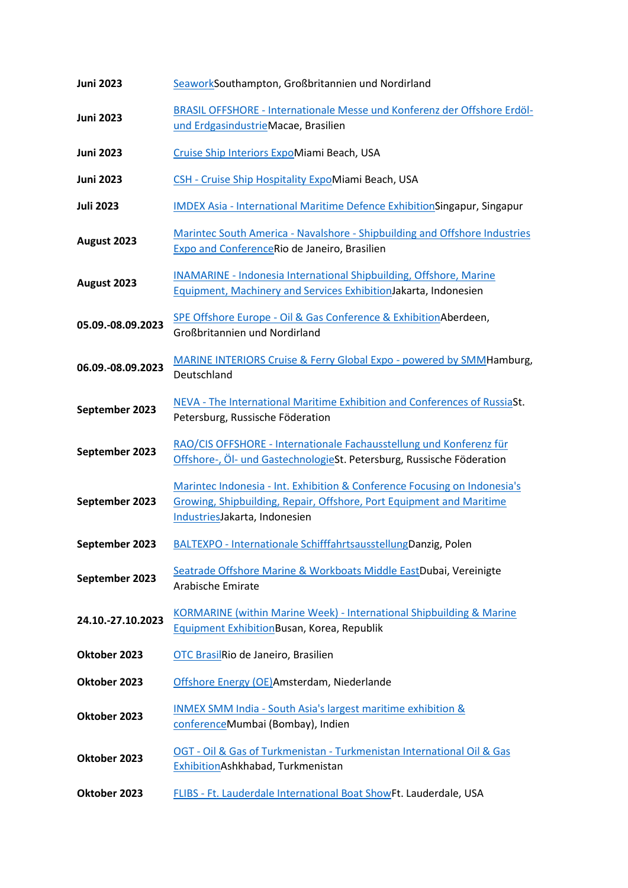| | |
|---|---|
| **Juni 2023** | Seawork Southampton, Großbritannien und Nordirland |
| **Juni 2023** | BRASIL OFFSHORE - Internationale Messe und Konferenz der Offshore Erdöl- und Erdgasindustrie Macae, Brasilien |
| **Juni 2023** | Cruise Ship Interiors Expo Miami Beach, USA |
| **Juni 2023** | CSH - Cruise Ship Hospitality Expo Miami Beach, USA |
| **Juli 2023** | IMDEX Asia - International Maritime Defence Exhibition Singapur, Singapur |
| **August 2023** | Marintec South America - Navalshore - Shipbuilding and Offshore Industries Expo and Conference Rio de Janeiro, Brasilien |
| **August 2023** | INAMARINE - Indonesia International Shipbuilding, Offshore, Marine Equipment, Machinery and Services Exhibition Jakarta, Indonesien |
| **05.09.-08.09.2023** | SPE Offshore Europe - Oil & Gas Conference & Exhibition Aberdeen, Großbritannien und Nordirland |
| **06.09.-08.09.2023** | MARINE INTERIORS Cruise & Ferry Global Expo - powered by SMM Hamburg, Deutschland |
| **September 2023** | NEVA - The International Maritime Exhibition and Conferences of Russia St. Petersburg, Russische Föderation |
| **September 2023** | RAO/CIS OFFSHORE - Internationale Fachausstellung und Konferenz für Offshore-, Öl- und Gastechnologie St. Petersburg, Russische Föderation |
| **September 2023** | Marintec Indonesia - Int. Exhibition & Conference Focusing on Indonesia's Growing, Shipbuilding, Repair, Offshore, Port Equipment and Maritime Industries Jakarta, Indonesien |
| **September 2023** | BALTEXPO - Internationale Schifffahrtsausstellung Danzig, Polen |
| **September 2023** | Seatrade Offshore Marine & Workboats Middle East Dubai, Vereinigte Arabische Emirate |
| **24.10.-27.10.2023** | KORMARINE (within Marine Week) - International Shipbuilding & Marine Equipment Exhibition Busan, Korea, Republik |
| **Oktober 2023** | OTC Brasil Rio de Janeiro, Brasilien |
| **Oktober 2023** | Offshore Energy (OE) Amsterdam, Niederlande |
| **Oktober 2023** | INMEX SMM India - South Asia's largest maritime exhibition & conference Mumbai (Bombay), Indien |
| **Oktober 2023** | OGT - Oil & Gas of Turkmenistan - Turkmenistan International Oil & Gas Exhibition Ashkhabad, Turkmenistan |
| **Oktober 2023** | FLIBS - Ft. Lauderdale International Boat Show Ft. Lauderdale, USA |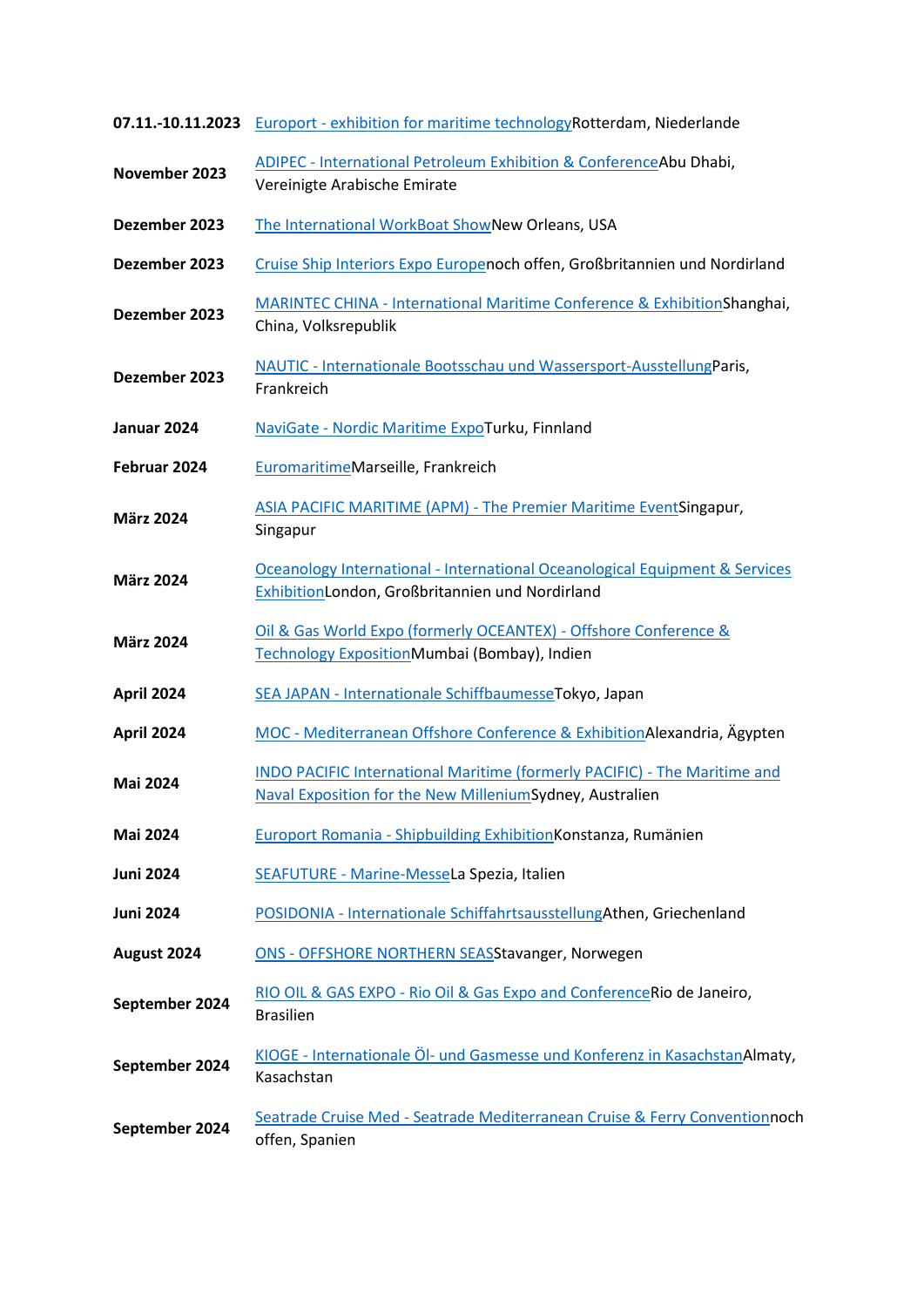| | |
|---|---|
| **07.11.-10.11.2023** | Europort - exhibition for maritime technologyRotterdam, Niederlande |
| **November 2023** | ADIPEC - International Petroleum Exhibition & ConferenceAbu Dhabi, Vereinigte Arabische Emirate |
| **Dezember 2023** | The International WorkBoat ShowNew Orleans, USA |
| **Dezember 2023** | Cruise Ship Interiors Expo Europenoch offen, Großbritannien und Nordirland |
| **Dezember 2023** | MARINTEC CHINA - International Maritime Conference & ExhibitionShanghai, China, Volksrepublik |
| **Dezember 2023** | NAUTIC - Internationale Bootsschau und Wassersport-AusstellungParis, Frankreich |
| **Januar 2024** | NaviGate - Nordic Maritime ExpoTurku, Finnland |
| **Februar 2024** | EuromaritimeMarseille, Frankreich |
| **März 2024** | ASIA PACIFIC MARITIME (APM) - The Premier Maritime EventSingapur, Singapur |
| **März 2024** | Oceanology International - International Oceanological Equipment & Services ExhibitionLondon, Großbritannien und Nordirland |
| **März 2024** | Oil & Gas World Expo (formerly OCEANTEX) - Offshore Conference & Technology ExpositionMumbai (Bombay), Indien |
| **April 2024** | SEA JAPAN - Internationale SchiffbaumesseTokyo, Japan |
| **April 2024** | MOC - Mediterranean Offshore Conference & ExhibitionAlexandria, Ägypten |
| **Mai 2024** | INDO PACIFIC International Maritime (formerly PACIFIC) - The Maritime and Naval Exposition for the New MilleniumSydney, Australien |
| **Mai 2024** | Europort Romania - Shipbuilding ExhibitionKonstanza, Rumänien |
| **Juni 2024** | SEAFUTURE - Marine-MesseLa Spezia, Italien |
| **Juni 2024** | POSIDONIA - Internationale SchiffahrtsausstellungAthen, Griechenland |
| **August 2024** | ONS - OFFSHORE NORTHERN SEASStavanger, Norwegen |
| **September 2024** | RIO OIL & GAS EXPO - Rio Oil & Gas Expo and ConferenceRio de Janeiro, Brasilien |
| **September 2024** | KIOGE - Internationale Öl- und Gasmesse und Konferenz in KasachstanAlmaty, Kasachstan |
| **September 2024** | Seatrade Cruise Med - Seatrade Mediterranean Cruise & Ferry Conventionnoch offen, Spanien |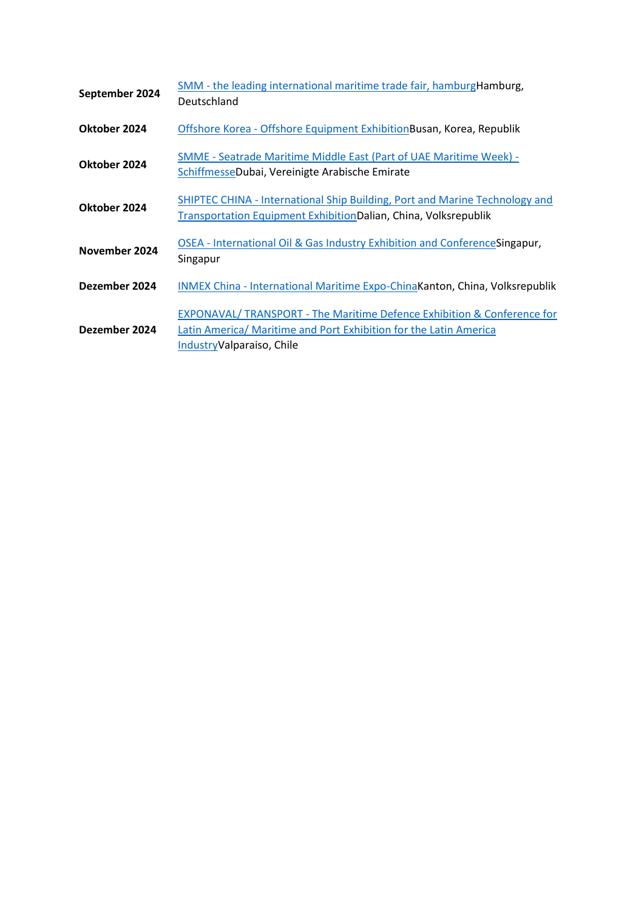| | |
|---|---|
| **September 2024** | SMM - the leading international maritime trade fair, hamburgHamburg, Deutschland |
| **Oktober 2024** | Offshore Korea - Offshore Equipment ExhibitionBusan, Korea, Republik |
| **Oktober 2024** | SMME - Seatrade Maritime Middle East (Part of UAE Maritime Week) - SchiffmesseDubai, Vereinigte Arabische Emirate |
| **Oktober 2024** | SHIPTEC CHINA - International Ship Building, Port and Marine Technology and Transportation Equipment ExhibitionDalian, China, Volksrepublik |
| **November 2024** | OSEA - International Oil & Gas Industry Exhibition and ConferenceSingapur, Singapur |
| **Dezember 2024** | INMEX China - International Maritime Expo-ChinaKanton, China, Volksrepublik |
| **Dezember 2024** | EXPONAVAL/ TRANSPORT - The Maritime Defence Exhibition & Conference for Latin America/ Maritime and Port Exhibition for the Latin America IndustryValparaiso, Chile |